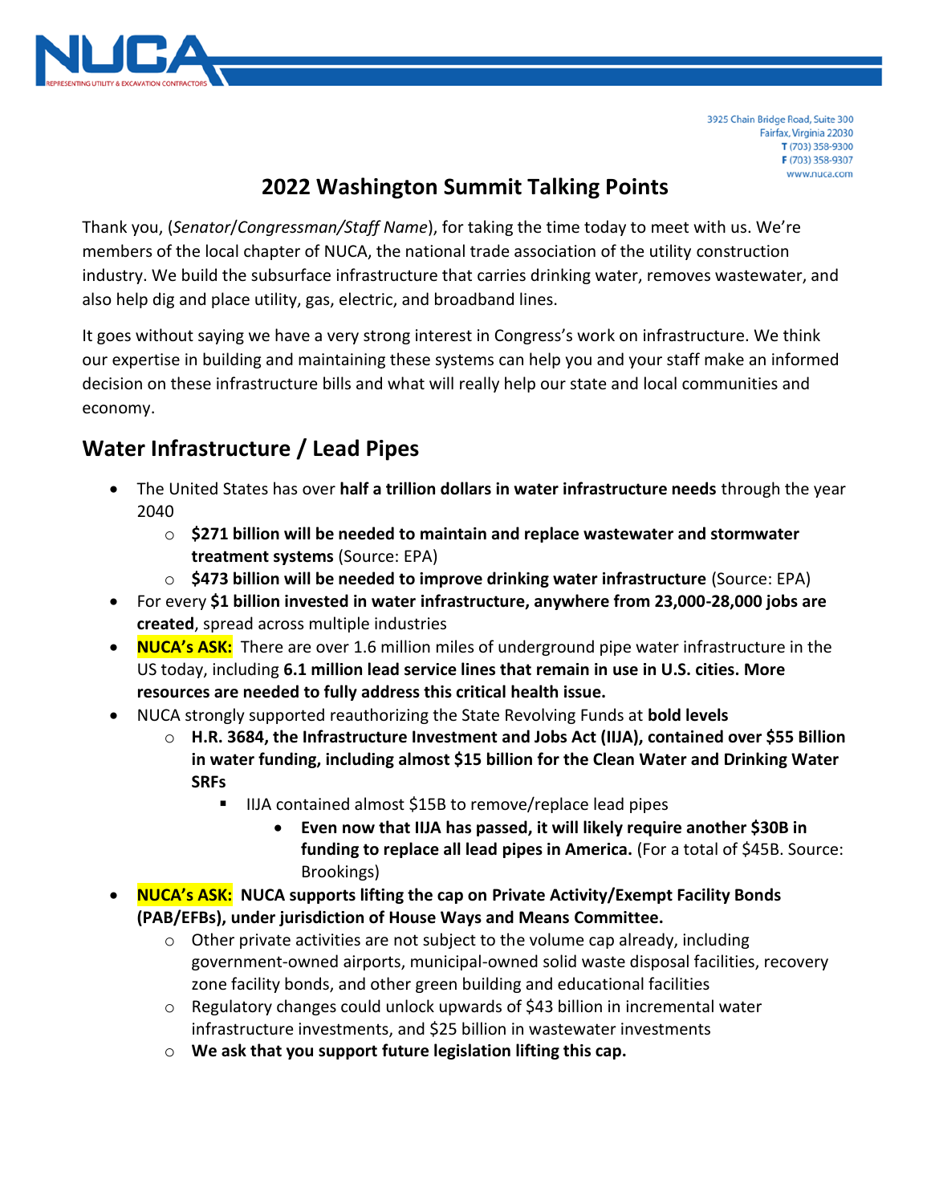3925 Chain Bridge Road, Suite 300
Fairfax, Virginia 22030
T (703) 358-9300
F (703) 358-9307
www.nuca.com

# 2022 Washington Summit Talking Points

Thank you, (*Senator*/*Congressman*/*Staff Name*), for taking the time today to meet with us. We're members of the local chapter of NUCA, the national trade association of the utility construction industry. We build the subsurface infrastructure that carries drinking water, removes wastewater, and also help dig and place utility, gas, electric, and broadband lines.

It goes without saying we have a very strong interest in Congress's work on infrastructure. We think our expertise in building and maintaining these systems can help you and your staff make an informed decision on these infrastructure bills and what will really help our state and local communities and economy.

## Water Infrastructure / Lead Pipes

- The United States has over **half a trillion dollars in water infrastructure needs** through the year 2040
  - **$271 billion will be needed to maintain and replace wastewater and stormwater treatment systems** (Source: EPA)
  - **$473 billion will be needed to improve drinking water infrastructure** (Source: EPA)
- For every **$1 billion invested in water infrastructure, anywhere from 23,000-28,000 jobs are created**, spread across multiple industries
- **NUCA's ASK:** There are over 1.6 million miles of underground pipe water infrastructure in the US today, including **6.1 million lead service lines that remain in use in U.S. cities. More resources are needed to fully address this critical health issue.**
- NUCA strongly supported reauthorizing the State Revolving Funds at **bold levels**
  - **H.R. 3684, the Infrastructure Investment and Jobs Act (IIJA), contained over $55 Billion in water funding, including almost $15 billion for the Clean Water and Drinking Water SRFs**
    - IIJA contained almost $15B to remove/replace lead pipes
      - **Even now that IIJA has passed, it will likely require another $30B in funding to replace all lead pipes in America.** (For a total of $45B. Source: Brookings)
- **NUCA's ASK: NUCA supports lifting the cap on Private Activity/Exempt Facility Bonds (PAB/EFBs), under jurisdiction of House Ways and Means Committee.**
  - Other private activities are not subject to the volume cap already, including government-owned airports, municipal-owned solid waste disposal facilities, recovery zone facility bonds, and other green building and educational facilities
  - Regulatory changes could unlock upwards of $43 billion in incremental water infrastructure investments, and $25 billion in wastewater investments
  - **We ask that you support future legislation lifting this cap.**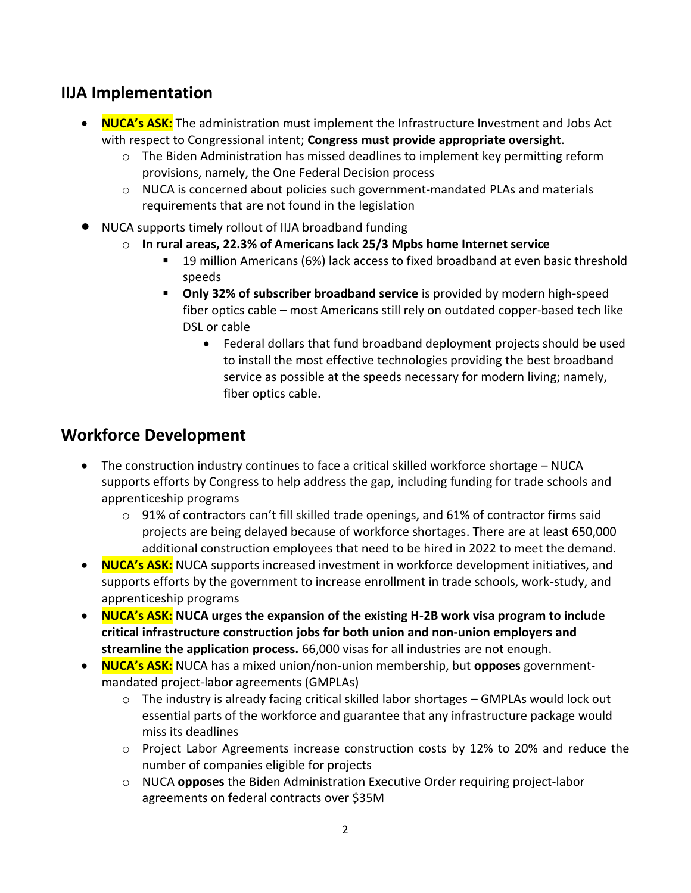## IIJA Implementation

- **NUCA's ASK:** The administration must implement the Infrastructure Investment and Jobs Act with respect to Congressional intent; **Congress must provide appropriate oversight**.
    - The Biden Administration has missed deadlines to implement key permitting reform provisions, namely, the One Federal Decision process
    - NUCA is concerned about policies such government-mandated PLAs and materials requirements that are not found in the legislation
- NUCA supports timely rollout of IIJA broadband funding
    - **In rural areas, 22.3% of Americans lack 25/3 Mpbs home Internet service**
        - 19 million Americans (6%) lack access to fixed broadband at even basic threshold speeds
        - **Only 32% of subscriber broadband service** is provided by modern high-speed fiber optics cable – most Americans still rely on outdated copper-based tech like DSL or cable
            - Federal dollars that fund broadband deployment projects should be used to install the most effective technologies providing the best broadband service as possible at the speeds necessary for modern living; namely, fiber optics cable.

## Workforce Development

- The construction industry continues to face a critical skilled workforce shortage – NUCA supports efforts by Congress to help address the gap, including funding for trade schools and apprenticeship programs
    - 91% of contractors can't fill skilled trade openings, and 61% of contractor firms said projects are being delayed because of workforce shortages. There are at least 650,000 additional construction employees that need to be hired in 2022 to meet the demand.
- **NUCA's ASK:** NUCA supports increased investment in workforce development initiatives, and supports efforts by the government to increase enrollment in trade schools, work-study, and apprenticeship programs
- **NUCA's ASK: NUCA urges the expansion of the existing H-2B work visa program to include critical infrastructure construction jobs for both union and non-union employers and streamline the application process.** 66,000 visas for all industries are not enough.
- **NUCA's ASK:** NUCA has a mixed union/non-union membership, but **opposes** government-mandated project-labor agreements (GMPLAs)
    - The industry is already facing critical skilled labor shortages – GMPLAs would lock out essential parts of the workforce and guarantee that any infrastructure package would miss its deadlines
    - Project Labor Agreements increase construction costs by 12% to 20% and reduce the number of companies eligible for projects
    - NUCA **opposes** the Biden Administration Executive Order requiring project-labor agreements on federal contracts over $35M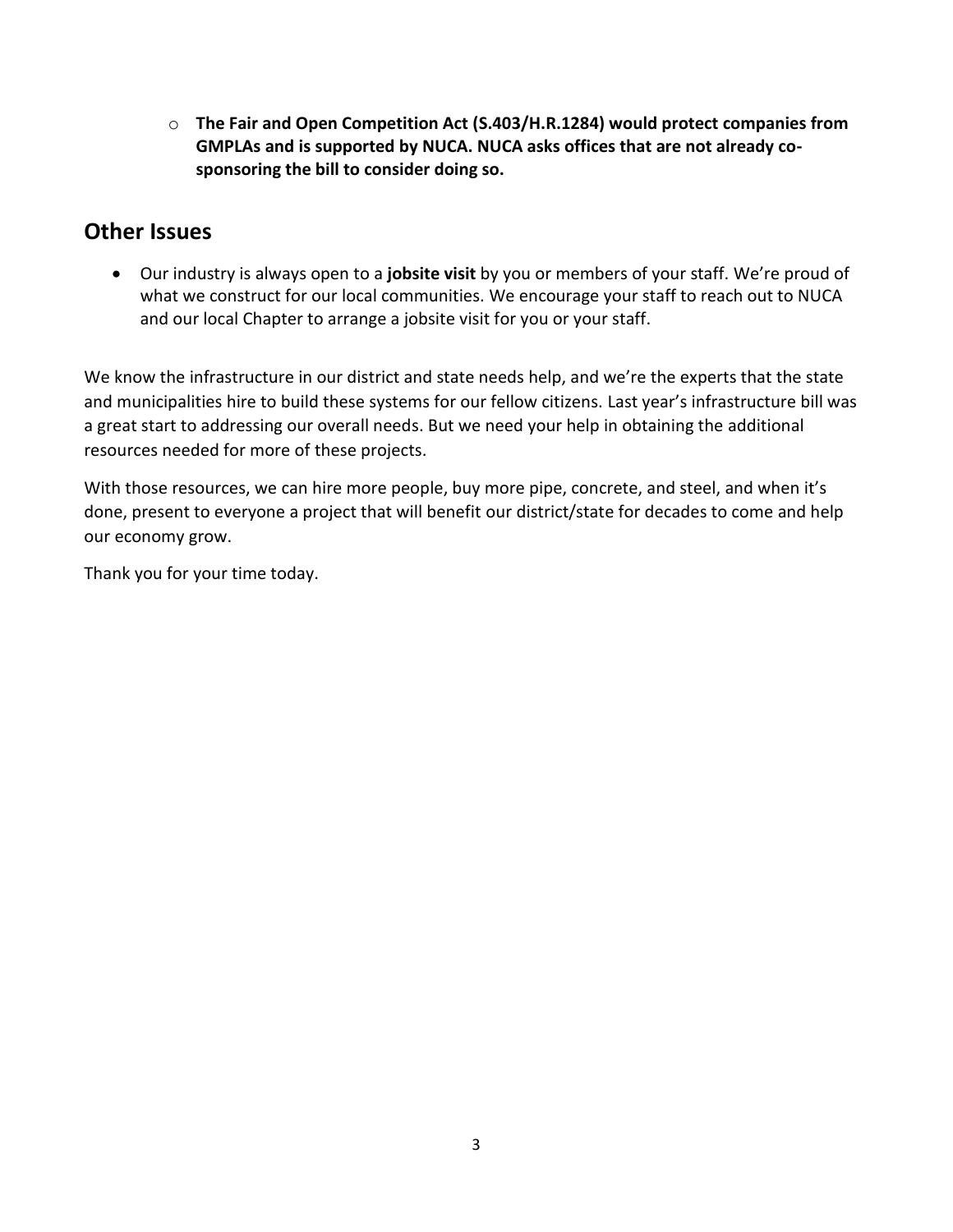- **The Fair and Open Competition Act (S.403/H.R.1284) would protect companies from GMPLAs and is supported by NUCA. NUCA asks offices that are not already co-sponsoring the bill to consider doing so.**

## Other Issues

- Our industry is always open to a **jobsite visit** by you or members of your staff. We're proud of what we construct for our local communities. We encourage your staff to reach out to NUCA and our local Chapter to arrange a jobsite visit for you or your staff.

We know the infrastructure in our district and state needs help, and we're the experts that the state and municipalities hire to build these systems for our fellow citizens. Last year's infrastructure bill was a great start to addressing our overall needs. But we need your help in obtaining the additional resources needed for more of these projects.

With those resources, we can hire more people, buy more pipe, concrete, and steel, and when it's done, present to everyone a project that will benefit our district/state for decades to come and help our economy grow.

Thank you for your time today.